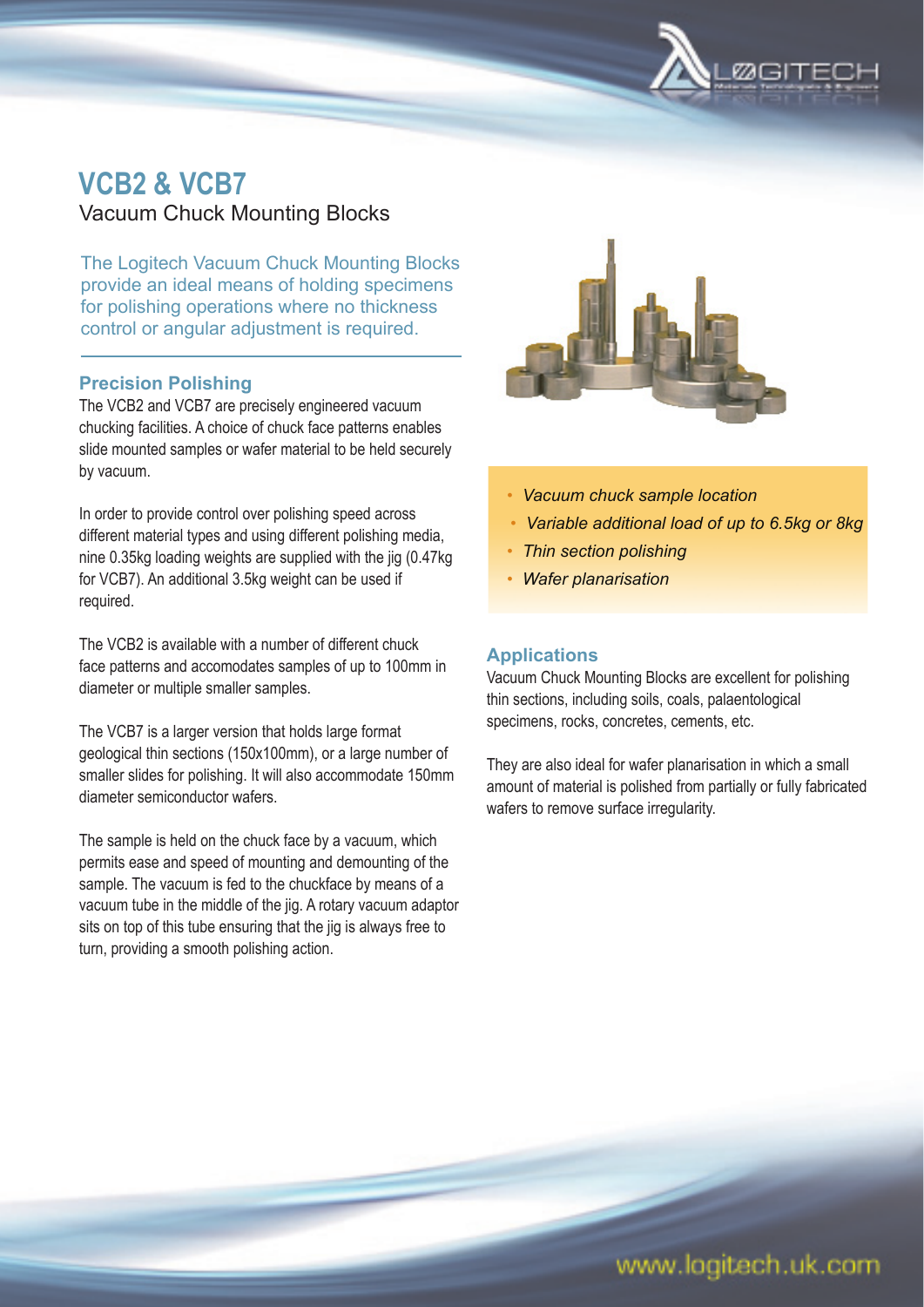# VCB2 & VCB7

## Vacuum Chuck Mounting Blocks

The Logitech Vacuum Chuck Mounting Blocks provide an ideal means of holding specimens for polishing operations where no thickness control or angular adjustment is required.

### Precision Polishing

The VCB2 and VCB7 are precisely engineered vacuum chucking facilities. A choice of chuck face patterns enables slide mounted samples or wafer material to be held securely by vacuum.

In order to provide control over polishing speed across different material types and using different polishing media, nine 0.35kg loading weights are supplied with the jig (0.47kg for VCB7). An additional 3.5kg weight can be used if required.

The VCB2 is available with a number of different chuck face patterns and accomodates samples of up to 100mm in diameter or multiple smaller samples.

The VCB7 is a larger version that holds large format geological thin sections (150x100mm), or a large number of smaller slides for polishing. It will also accommodate 150mm diameter semiconductor wafers.

The sample is held on the chuck face by a vacuum, which permits ease and speed of mounting and demounting of the sample. The vacuum is fed to the chuckface by means of a vacuum tube in the middle of the jig. A rotary vacuum adaptor sits on top of this tube ensuring that the jig is always free to turn, providing a smooth polishing action.

- *Vacuum chuck sample location*
- *Variable additional load of up to 6.5kg or 8kg*
- *Thin section polishing*
- *Wafer planarisation*

### Applications

Vacuum Chuck Mounting Blocks are excellent for polishing thin sections, including soils, coals, palaentological specimens, rocks, concretes, cements, etc.

They are also ideal for wafer planarisation in which a small amount of material is polished from partially or fully fabricated wafers to remove surface irregularity.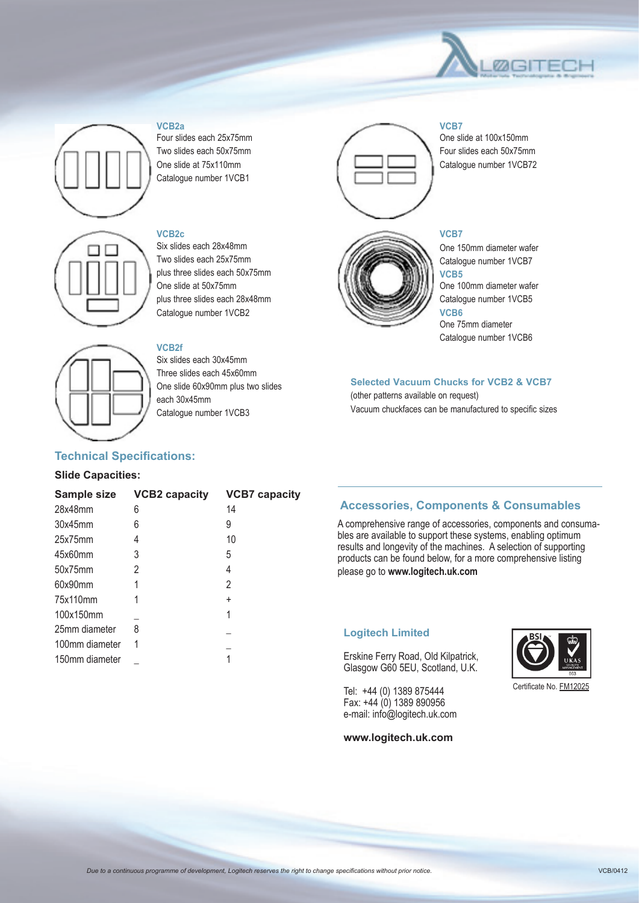### VCB2a

Four slides each 25x75mm
Two slides each 50x75mm
One slide at 75x110mm
Catalogue number 1VCB1

### VCB2c

Six slides each 28x48mm
Two slides each 25x75mm
plus three slides each 50x75mm
One slide at 50x75mm
plus three slides each 28x48mm
Catalogue number 1VCB2

### VCB2f

Six slides each 30x45mm
Three slides each 45x60mm
One slide 60x90mm plus two slides each 30x45mm
Catalogue number 1VCB3

### VCB7

One slide at 100x150mm
Four slides each 50x75mm
Catalogue number 1VCB72

### VCB7

One 150mm diameter wafer
Catalogue number 1VCB7

### VCB5

One 100mm diameter wafer
Catalogue number 1VCB5

### VCB6

One 75mm diameter
Catalogue number 1VCB6

### Selected Vacuum Chucks for VCB2 & VCB7

(other patterns available on request)
Vacuum chuckfaces can be manufactured to specific sizes

## Technical Specifications:

### Slide Capacities:

| Sample size | VCB2 capacity | VCB7 capacity |
|---|---|---|
| 28x48mm | 6 | 14 |
| 30x45mm | 6 | 9 |
| 25x75mm | 4 | 10 |
| 45x60mm | 3 | 5 |
| 50x75mm | 2 | 4 |
| 60x90mm | 1 | 2 |
| 75x110mm | 1 | + |
| 100x150mm | _ | 1 |
| 25mm diameter | 8 | _ |
| 100mm diameter | 1 | _ |
| 150mm diameter | _ | 1 |

## Accessories, Components & Consumables

A comprehensive range of accessories, components and consumables are available to support these systems, enabling optimum results and longevity of the machines. A selection of supporting products can be found below, for a more comprehensive listing please go to **www.logitech.uk.com**

### Logitech Limited

Erskine Ferry Road, Old Kilpatrick,
Glasgow G60 5EU, Scotland, U.K.

Tel: +44 (0) 1389 875444
Fax: +44 (0) 1389 890956
e-mail: info@logitech.uk.com

**www.logitech.uk.com**

Certificate No. FM12025

*Due to a continuous programme of development, Logitech reserves the right to change specifications without prior notice.*

VCB/0412